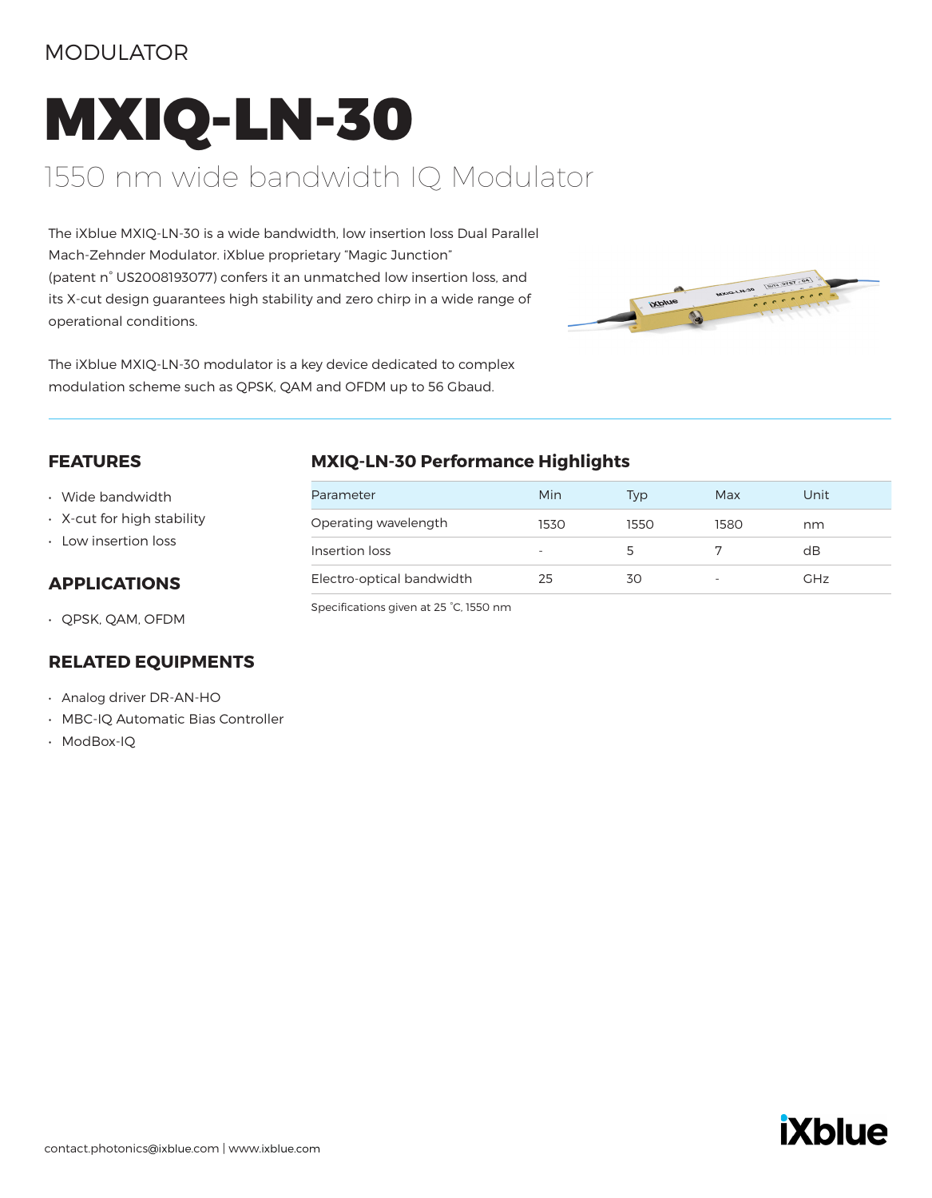MODULATOR

# MXIQ-LN-30

## 1550 nm wide bandwidth IQ Modulator

The iXblue MXIQ-LN-30 is a wide bandwidth, low insertion loss Dual Parallel Mach-Zehnder Modulator. iXblue proprietary "Magic Junction" (patent n° US2008193077) confers it an unmatched low insertion loss, and its X-cut design guarantees high stability and zero chirp in a wide range of operational conditions.

The iXblue MXIQ-LN-30 modulator is a key device dedicated to complex modulation scheme such as QPSK, QAM and OFDM up to 56 Gbaud.

### FEATURES

- Wide bandwidth
- X-cut for high stability
- Low insertion loss

### APPLICATIONS

- QPSK, QAM, OFDM

### RELATED EQUIPMENTS

- Analog driver DR-AN-HO
- MBC-IQ Automatic Bias Controller
- ModBox-IQ

### MXIQ-LN-30 Performance Highlights

| Parameter | Min | Typ | Max | Unit |
|---|---|---|---|---|
| Operating wavelength | 1530 | 1550 | 1580 | nm |
| Insertion loss | - | 5 | 7 | dB |
| Electro-optical bandwidth | 25 | 30 | - | GHz |

Specifications given at 25 °C, 1550 nm

contact.photonics@ixblue.com | www.ixblue.com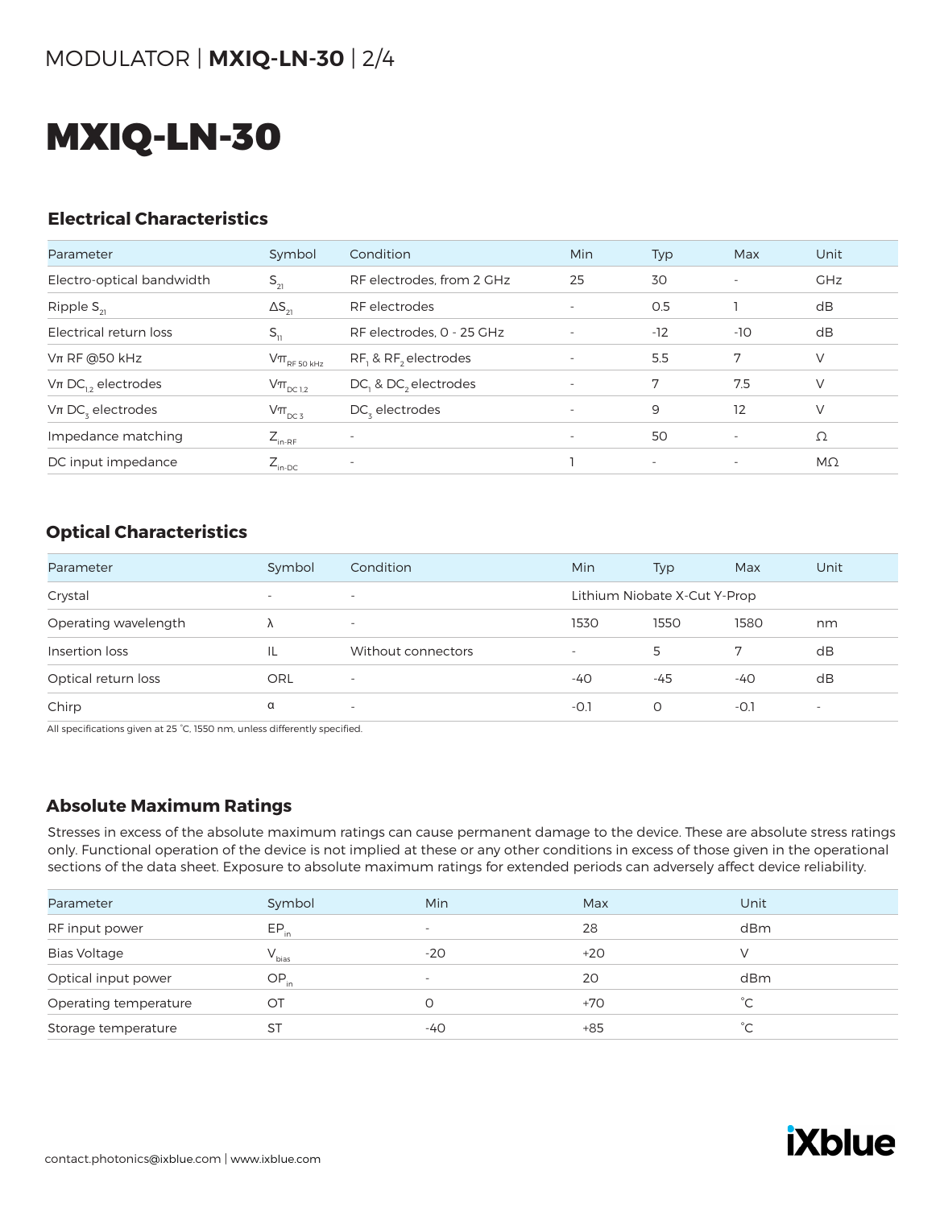# MXIQ-LN-30

## Electrical Characteristics

| Parameter | Symbol | Condition | Min | Typ | Max | Unit |
| --- | --- | --- | --- | --- | --- | --- |
| Electro-optical bandwidth | $S_{21}$ | RF electrodes, from 2 GHz | 25 | 30 | - | GHz |
| Ripple $S_{21}$ | $\Delta S_{21}$ | RF electrodes | - | 0.5 | 1 | dB |
| Electrical return loss | $S_{11}$ | RF electrodes, 0 - 25 GHz | - | -12 | -10 | dB |
| Vπ RF @50 kHz | $V\pi_{RF\ 50\ kHz}$ | $RF_1$ & $RF_2$ electrodes | - | 5.5 | 7 | V |
| Vπ $DC_{1,2}$ electrodes | $V\pi_{DC\ 1,2}$ | $DC_1$ & $DC_2$ electrodes | - | 7 | 7.5 | V |
| Vπ $DC_3$ electrodes | $V\pi_{DC\ 3}$ | $DC_3$ electrodes | - | 9 | 12 | V |
| Impedance matching | $Z_{in\text{-}RF}$ | - | - | 50 | - | Ω |
| DC input impedance | $Z_{in\text{-}DC}$ | - | 1 | - | - | MΩ |

## Optical Characteristics

| Parameter | Symbol | Condition | Min | Typ | Max | Unit |
| --- | --- | --- | --- | --- | --- | --- |
| Crystal | - | - | Lithium Niobate X-Cut Y-Prop | | | |
| Operating wavelength | λ | - | 1530 | 1550 | 1580 | nm |
| Insertion loss | IL | Without connectors | - | 5 | 7 | dB |
| Optical return loss | ORL | - | -40 | -45 | -40 | dB |
| Chirp | α | - | -0.1 | 0 | -0.1 | - |

All specifications given at 25 °C, 1550 nm, unless differently specified.

## Absolute Maximum Ratings

Stresses in excess of the absolute maximum ratings can cause permanent damage to the device. These are absolute stress ratings only. Functional operation of the device is not implied at these or any other conditions in excess of those given in the operational sections of the data sheet. Exposure to absolute maximum ratings for extended periods can adversely affect device reliability.

| Parameter | Symbol | Min | Max | Unit |
| --- | --- | --- | --- | --- |
| RF input power | $EP_{in}$ | - | 28 | dBm |
| Bias Voltage | $V_{bias}$ | -20 | +20 | V |
| Optical input power | $OP_{in}$ | - | 20 | dBm |
| Operating temperature | OT | 0 | +70 | °C |
| Storage temperature | ST | -40 | +85 | °C |

contact.photonics@ixblue.com | www.ixblue.com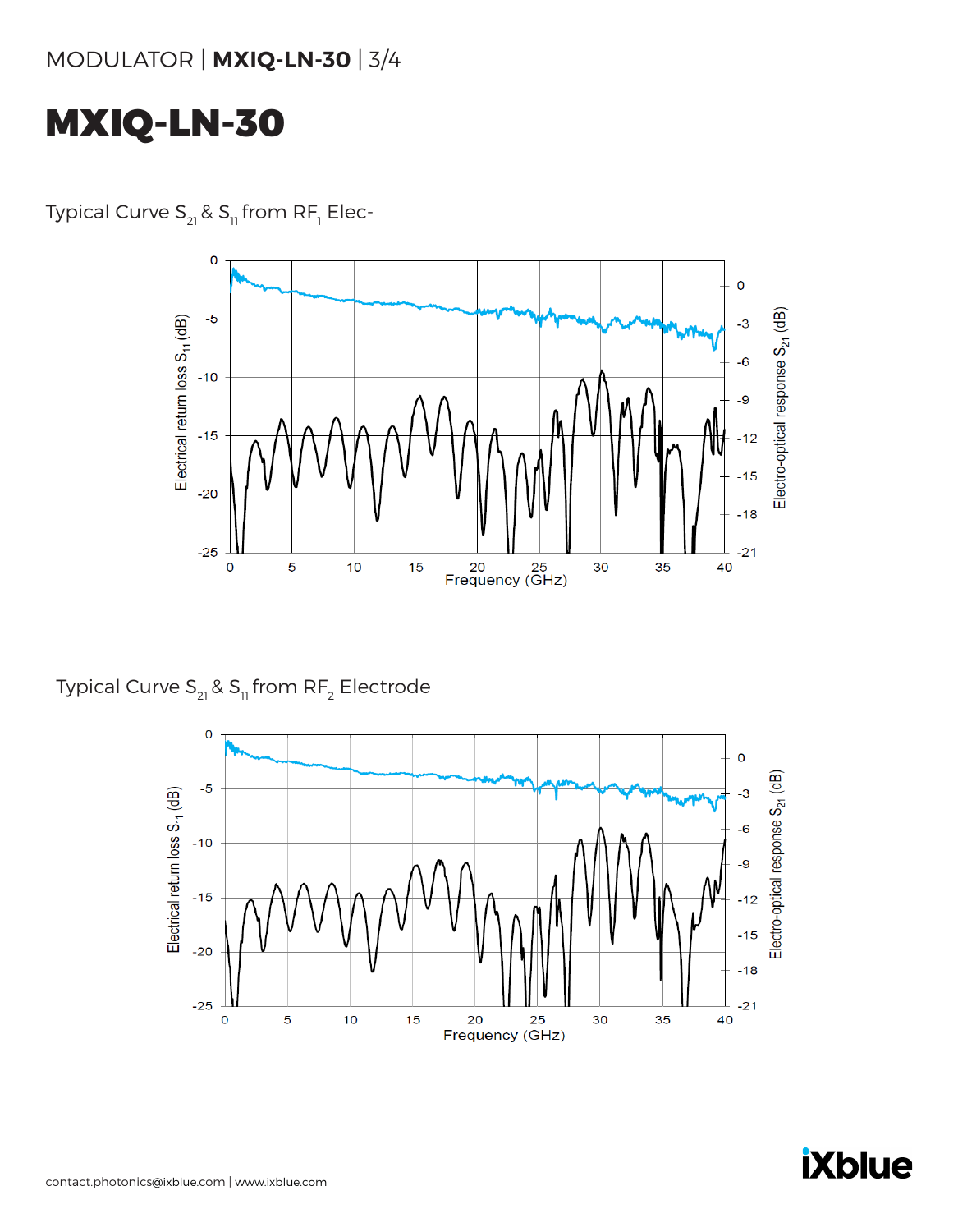# MXIQ-LN-30

Typical Curve $S_{21}$ & $S_{11}$ from $RF_1$ Elec-

Typical Curve $S_{21}$ & $S_{11}$ from $RF_2$ Electrode

contact.photonics@ixblue.com | www.ixblue.com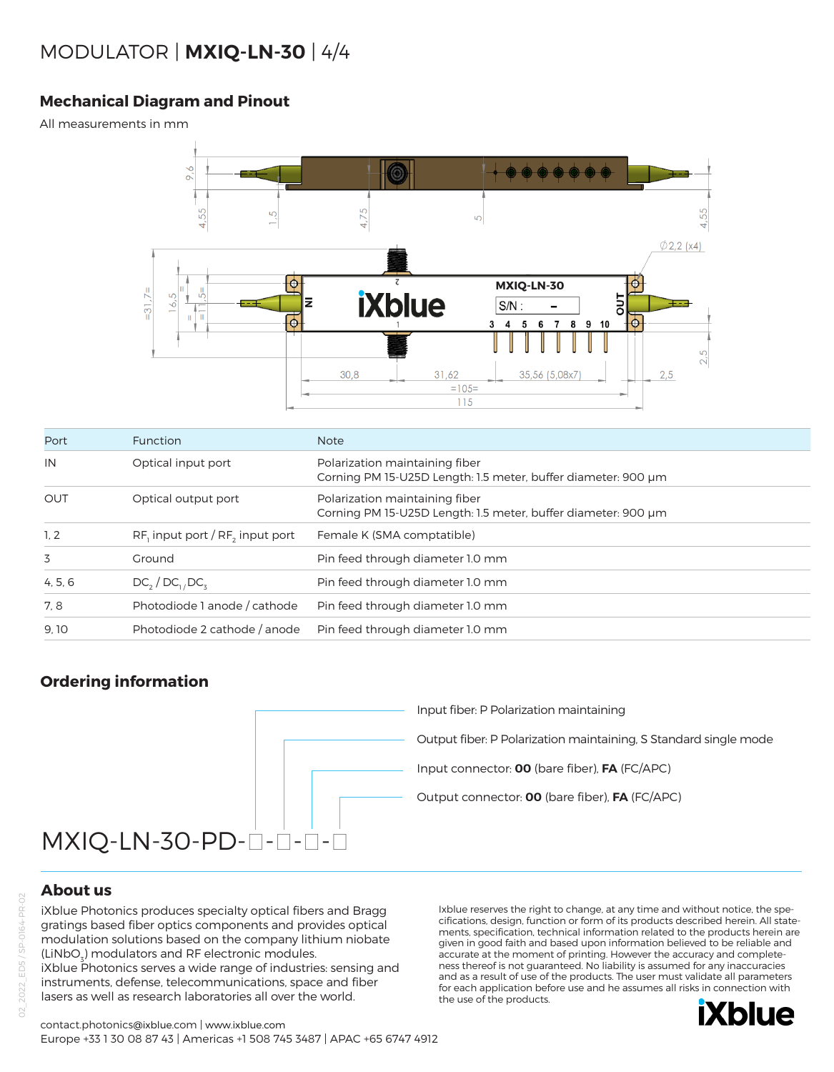## Mechanical Diagram and Pinout

All measurements in mm

9,6
4,55
1,5
4,75
5
4,55
∅2,2 (x4)
=31,7=
16,5
=11,5=
IN
2
iXblue
1
MXIQ-LN-30
S/N :
3 4 5 6 7 8 9 10
OUT
2,5
30,8
31,62
35,56 (5,08x7)
2,5
=105=
115

| Port | Function | Note |
|---|---|---|
| IN | Optical input port | Polarization maintaining fiber<br>Corning PM 15-U25D Length: 1.5 meter, buffer diameter: 900 µm |
| OUT | Optical output port | Polarization maintaining fiber<br>Corning PM 15-U25D Length: 1.5 meter, buffer diameter: 900 µm |
| 1, 2 | $RF_1$ input port / $RF_2$ input port | Female K (SMA comptatible) |
| 3 | Ground | Pin feed through diameter 1.0 mm |
| 4, 5, 6 | $DC_2$ / $DC_1$ / $DC_3$ | Pin feed through diameter 1.0 mm |
| 7, 8 | Photodiode 1 anode / cathode | Pin feed through diameter 1.0 mm |
| 9, 10 | Photodiode 2 cathode / anode | Pin feed through diameter 1.0 mm |

## Ordering information

Input fiber: P Polarization maintaining

Output fiber: P Polarization maintaining, S Standard single mode

Input connector: **00** (bare fiber), **FA** (FC/APC)

Output connector: **00** (bare fiber), **FA** (FC/APC)

MXIQ-LN-30-PD-□-□-□-□

## About us

iXblue Photonics produces specialty optical fibers and Bragg gratings based fiber optics components and provides optical modulation solutions based on the company lithium niobate ($LiNbO_3$) modulators and RF electronic modules.
iXblue Photonics serves a wide range of industries: sensing and instruments, defense, telecommunications, space and fiber lasers as well as research laboratories all over the world.

Ixblue reserves the right to change, at any time and without notice, the specifications, design, function or form of its products described herein. All statements, specification, technical information related to the products herein are given in good faith and based upon information believed to be reliable and accurate at the moment of printing. However the accuracy and completeness thereof is not guaranteed. No liability is assumed for any inaccuracies and as a result of use of the products. The user must validate all parameters for each application before use and he assumes all risks in connection with the use of the products.

contact.photonics@ixblue.com | www.ixblue.com
Europe +33 1 30 08 87 43 | Americas +1 508 745 3487 | APAC +65 6747 4912

02_2022_ED5 / SP-0164-PR-02